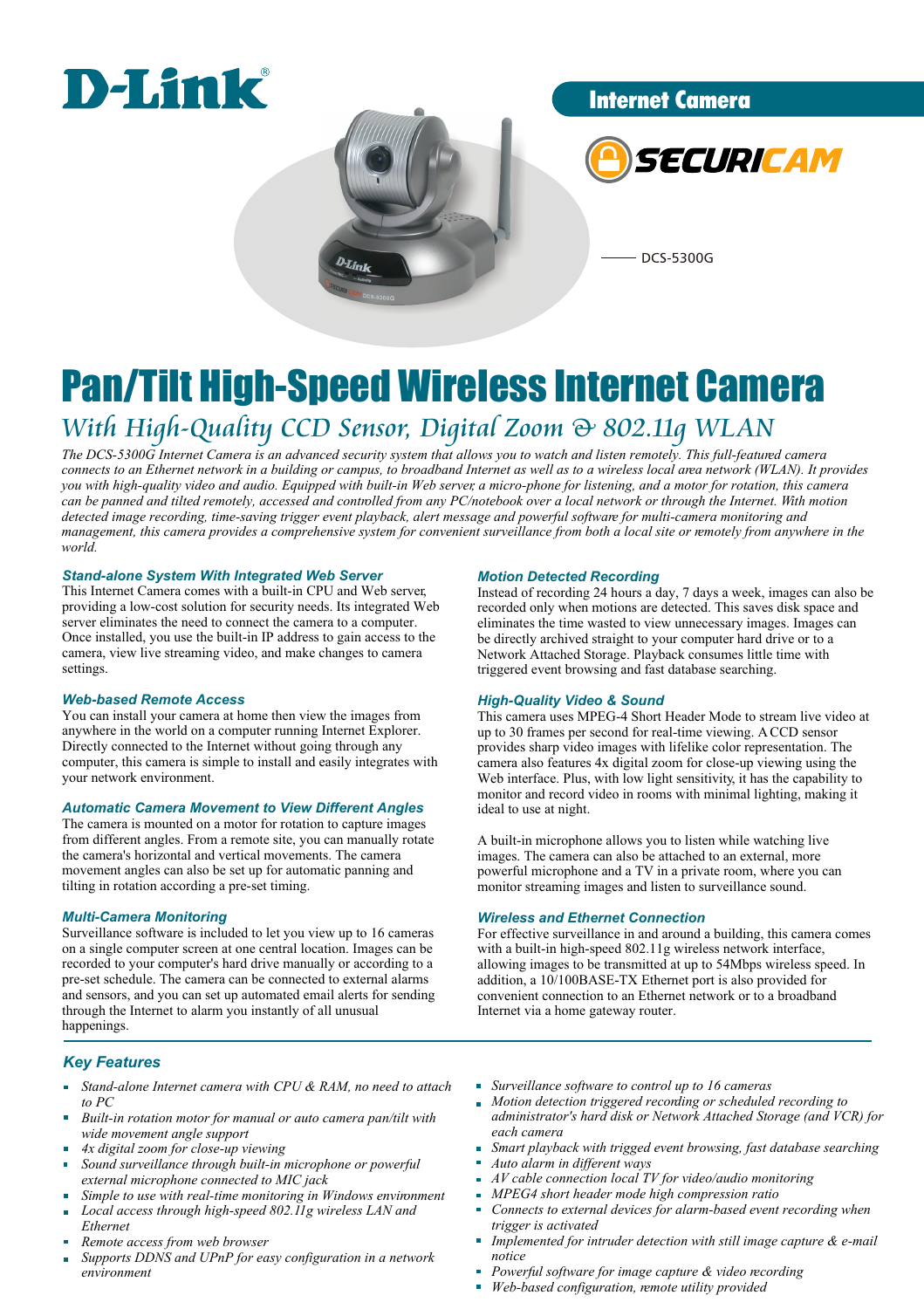D-Link®

## Internet Camera

SECURICAM

DCS-5300G

# Pan/Tilt High-Speed Wireless Internet Camera

## *With High-Quality CCD Sensor, Digital Zoom & 802.11g WLAN*

*The DCS-5300G Internet Camera is an advanced security system that allows you to watch and listen remotely. This full-featured camera connects to an Ethernet network in a building or campus, to broadband Internet as well as to a wireless local area network (WLAN). It provides you with high-quality video and audio. Equipped with built-in Web server, a micro-phone for listening, and a motor for rotation, this camera can be panned and tilted remotely, accessed and controlled from any PC/notebook over a local network or through the Internet. With motion detected image recording, time-saving trigger event playback, alert message and powerful software for multi-camera monitoring and management, this camera provides a comprehensive system for convenient surveillance from both a local site or remotely from anywhere in the world.*

### *Stand-alone System With Integrated Web Server*

This Internet Camera comes with a built-in CPU and Web server, providing a low-cost solution for security needs. Its integrated Web server eliminates the need to connect the camera to a computer. Once installed, you use the built-in IP address to gain access to the camera, view live streaming video, and make changes to camera settings.

### *Web-based Remote Access*

You can install your camera at home then view the images from anywhere in the world on a computer running Internet Explorer. Directly connected to the Internet without going through any computer, this camera is simple to install and easily integrates with your network environment.

### *Automatic Camera Movement to View Different Angles*

The camera is mounted on a motor for rotation to capture images from different angles. From a remote site, you can manually rotate the camera's horizontal and vertical movements. The camera movement angles can also be set up for automatic panning and tilting in rotation according a pre-set timing.

### *Multi-Camera Monitoring*

Surveillance software is included to let you view up to 16 cameras on a single computer screen at one central location. Images can be recorded to your computer's hard drive manually or according to a pre-set schedule. The camera can be connected to external alarms and sensors, and you can set up automated email alerts for sending through the Internet to alarm you instantly of all unusual happenings.

### *Motion Detected Recording*

Instead of recording 24 hours a day, 7 days a week, images can also be recorded only when motions are detected. This saves disk space and eliminates the time wasted to view unnecessary images. Images can be directly archived straight to your computer hard drive or to a Network Attached Storage. Playback consumes little time with triggered event browsing and fast database searching.

### *High-Quality Video & Sound*

This camera uses MPEG-4 Short Header Mode to stream live video at up to 30 frames per second for real-time viewing. A CCD sensor provides sharp video images with lifelike color representation. The camera also features 4x digital zoom for close-up viewing using the Web interface. Plus, with low light sensitivity, it has the capability to monitor and record video in rooms with minimal lighting, making it ideal to use at night.

A built-in microphone allows you to listen while watching live images. The camera can also be attached to an external, more powerful microphone and a TV in a private room, where you can monitor streaming images and listen to surveillance sound.

### *Wireless and Ethernet Connection*

For effective surveillance in and around a building, this camera comes with a built-in high-speed 802.11g wireless network interface, allowing images to be transmitted at up to 54Mbps wireless speed. In addition, a 10/100BASE-TX Ethernet port is also provided for convenient connection to an Ethernet network or to a broadband Internet via a home gateway router.

### *Key Features*

- *Stand-alone Internet camera with CPU & RAM, no need to attach to PC*
- *Built-in rotation motor for manual or auto camera pan/tilt with wide movement angle support*
- *4x digital zoom for close-up viewing*
- *Sound surveillance through built-in microphone or powerful external microphone connected to MIC jack*
- *Simple to use with real-time monitoring in Windows environment*
- *Local access through high-speed 802.11g wireless LAN and Ethernet*
- *Remote access from web browser*
- *Supports DDNS and UPnP for easy configuration in a network environment*
- *Surveillance software to control up to 16 cameras*
- *Motion detection triggered recording or scheduled recording to administrator's hard disk or Network Attached Storage (and VCR) for each camera*
- *Smart playback with trigged event browsing, fast database searching*
- *Auto alarm in different ways*
- *AV cable connection local TV for video/audio monitoring*
- *MPEG4 short header mode high compression ratio*
- *Connects to external devices for alarm-based event recording when trigger is activated*
- *Implemented for intruder detection with still image capture & e-mail notice*
- *Powerful software for image capture & video recording*
- *Web-based configuration, remote utility provided*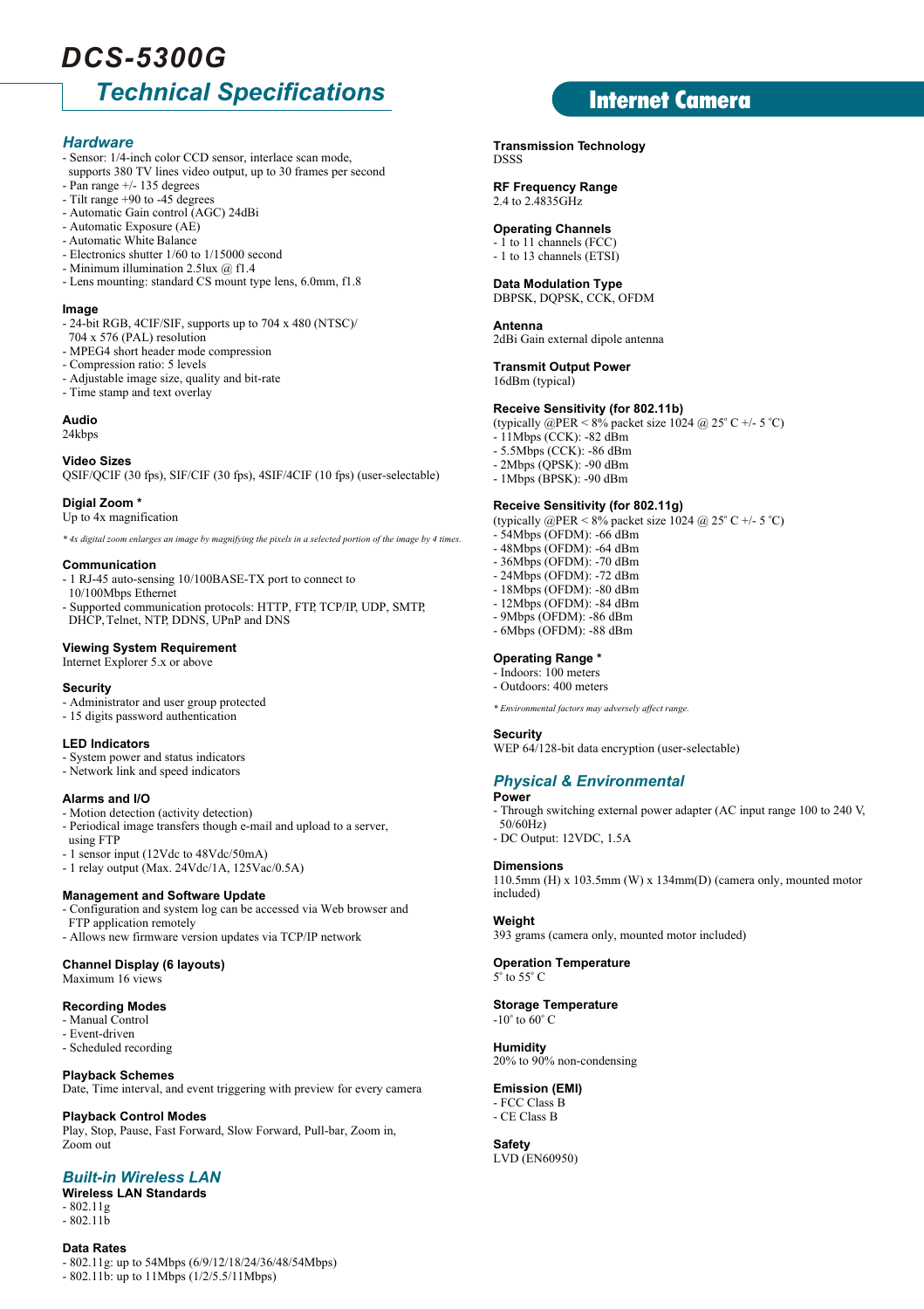# DCS-5300G

## Technical Specifications

**Internet Camera**

### Hardware

- Sensor: 1/4-inch color CCD sensor, interlace scan mode, supports 380 TV lines video output, up to 30 frames per second
- Pan range +/- 135 degrees
- Tilt range +90 to -45 degrees
- Automatic Gain control (AGC) 24dBi
- Automatic Exposure (AE)
- Automatic White Balance
- Electronics shutter 1/60 to 1/15000 second
- Minimum illumination 2.5lux @ f1.4
- Lens mounting: standard CS mount type lens, 6.0mm, f1.8

**Image**
- 24-bit RGB, 4CIF/SIF, supports up to 704 x 480 (NTSC)/ 704 x 576 (PAL) resolution
- MPEG4 short header mode compression
- Compression ratio: 5 levels
- Adjustable image size, quality and bit-rate
- Time stamp and text overlay

**Audio**
24kbps

**Video Sizes**
QSIF/QCIF (30 fps), SIF/CIF (30 fps), 4SIF/4CIF (10 fps) (user-selectable)

**Digial Zoom ***
Up to 4x magnification

*\* 4x digital zoom enlarges an image by magnifying the pixels in a selected portion of the image by 4 times.*

**Communication**
- 1 RJ-45 auto-sensing 10/100BASE-TX port to connect to 10/100Mbps Ethernet
- Supported communication protocols: HTTP, FTP, TCP/IP, UDP, SMTP, DHCP, Telnet, NTP, DDNS, UPnP and DNS

**Viewing System Requirement**
Internet Explorer 5.x or above

**Security**
- Administrator and user group protected
- 15 digits password authentication

**LED Indicators**
- System power and status indicators
- Network link and speed indicators

**Alarms and I/O**
- Motion detection (activity detection)
- Periodical image transfers though e-mail and upload to a server, using FTP
- 1 sensor input (12Vdc to 48Vdc/50mA)
- 1 relay output (Max. 24Vdc/1A, 125Vac/0.5A)

**Management and Software Update**
- Configuration and system log can be accessed via Web browser and FTP application remotely
- Allows new firmware version updates via TCP/IP network

**Channel Display (6 layouts)**
Maximum 16 views

**Recording Modes**
- Manual Control
- Event-driven
- Scheduled recording

**Playback Schemes**
Date, Time interval, and event triggering with preview for every camera

**Playback Control Modes**
Play, Stop, Pause, Fast Forward, Slow Forward, Pull-bar, Zoom in, Zoom out

### Built-in Wireless LAN

**Wireless LAN Standards**
- 802.11g
- 802.11b

**Data Rates**
- 802.11g: up to 54Mbps (6/9/12/18/24/36/48/54Mbps)
- 802.11b: up to 11Mbps (1/2/5.5/11Mbps)

**Transmission Technology**
DSSS

**RF Frequency Range**
2.4 to 2.4835GHz

**Operating Channels**
- 1 to 11 channels (FCC)
- 1 to 13 channels (ETSI)

**Data Modulation Type**
DBPSK, DQPSK, CCK, OFDM

**Antenna**
2dBi Gain external dipole antenna

**Transmit Output Power**
16dBm (typical)

**Receive Sensitivity (for 802.11b)**
(typically @PER < 8% packet size 1024 @ 25° C +/- 5 °C)
- 11Mbps (CCK): -82 dBm
- 5.5Mbps (CCK): -86 dBm
- 2Mbps (QPSK): -90 dBm
- 1Mbps (BPSK): -90 dBm

**Receive Sensitivity (for 802.11g)**
(typically @PER < 8% packet size 1024 @ 25° C +/- 5 °C)
- 54Mbps (OFDM): -66 dBm
- 48Mbps (OFDM): -64 dBm
- 36Mbps (OFDM): -70 dBm
- 24Mbps (OFDM): -72 dBm
- 18Mbps (OFDM): -80 dBm
- 12Mbps (OFDM): -84 dBm
- 9Mbps (OFDM): -86 dBm
- 6Mbps (OFDM): -88 dBm

**Operating Range ***
- Indoors: 100 meters
- Outdoors: 400 meters

*\* Environmental factors may adversely affect range.*

**Security**
WEP 64/128-bit data encryption (user-selectable)

### Physical & Environmental

**Power**
- Through switching external power adapter (AC input range 100 to 240 V, 50/60Hz)
- DC Output: 12VDC, 1.5A

**Dimensions**
110.5mm (H) x 103.5mm (W) x 134mm(D) (camera only, mounted motor included)

**Weight**
393 grams (camera only, mounted motor included)

**Operation Temperature**
5° to 55° C

**Storage Temperature**
-10° to 60° C

**Humidity**
20% to 90% non-condensing

**Emission (EMI)**
- FCC Class B
- CE Class B

**Safety**
LVD (EN60950)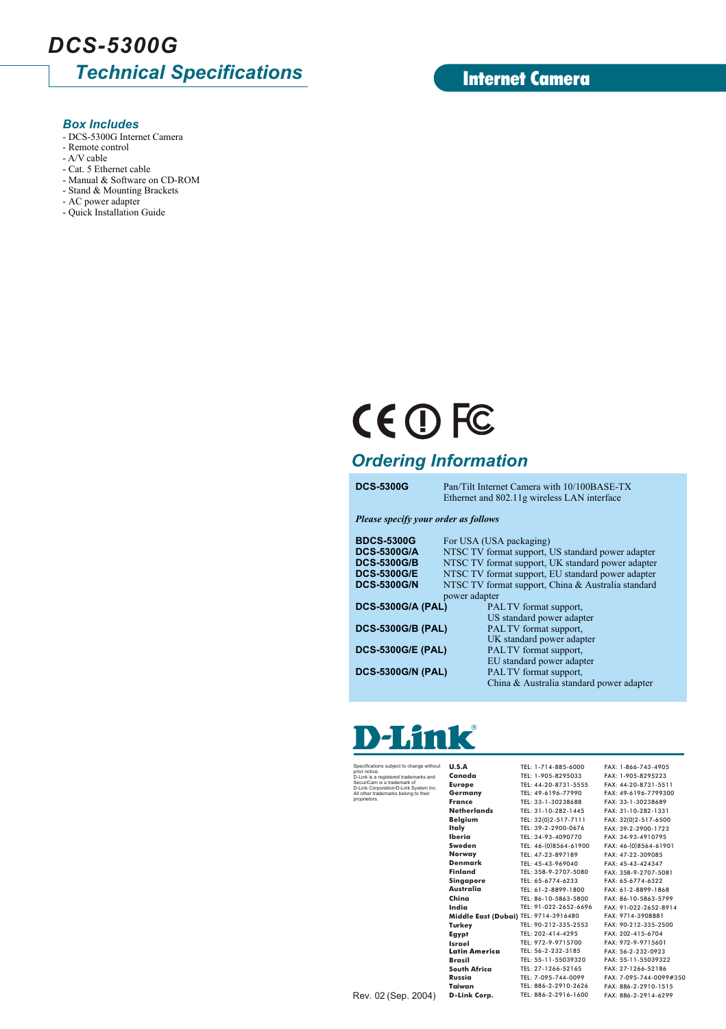# DCS-5300G

## Technical Specifications

Internet Camera

### Box Includes

- DCS-5300G Internet Camera
- Remote control
- A/V cable
- Cat. 5 Ethernet cable
- Manual & Software on CD-ROM
- Stand & Mounting Brackets
- AC power adapter
- Quick Installation Guide

### Ordering Information

| | |
|---|---|
| **DCS-5300G** | Pan/Tilt Internet Camera with 10/100BASE-TX Ethernet and 802.11g wireless LAN interface |

***Please specify your order as follows***

| | |
|---|---|
| **BDCS-5300G** | For USA (USA packaging) |
| **DCS-5300G/A** | NTSC TV format support, US standard power adapter |
| **DCS-5300G/B** | NTSC TV format support, UK standard power adapter |
| **DCS-5300G/E** | NTSC TV format support, EU standard power adapter |
| **DCS-5300G/N** | NTSC TV format support, China & Australia standard power adapter |
| **DCS-5300G/A (PAL)** | PAL TV format support, US standard power adapter |
| **DCS-5300G/B (PAL)** | PAL TV format support, UK standard power adapter |
| **DCS-5300G/E (PAL)** | PAL TV format support, EU standard power adapter |
| **DCS-5300G/N (PAL)** | PAL TV format support, China & Australia standard power adapter |

D-Link®

Specifications subject to change without prior notice.
D-Link is a registered trademarks and SecuriCam is a trademark of D-Link Corporation/D-Link System Inc.
All other trademarks belong to their proprietors.

| | | |
|---|---|---|
| **U.S.A** | TEL: 1-714-885-6000 | FAX: 1-866-743-4905 |
| **Canada** | TEL: 1-905-8295033 | FAX: 1-905-8295223 |
| **Europe** | TEL: 44-20-8731-5555 | FAX: 44-20-8731-5511 |
| **Germany** | TEL: 49-6196-77990 | FAX: 49-6196-7799300 |
| **France** | TEL: 33-1-30238688 | FAX: 33-1-30238689 |
| **Netherlands** | TEL: 31-10-282-1445 | FAX: 31-10-282-1331 |
| **Belgium** | TEL: 32(0)2-517-7111 | FAX: 32(0)2-517-6500 |
| **Italy** | TEL: 39-2-2900-0676 | FAX: 39-2-2900-1723 |
| **Iberia** | TEL: 34-93-4090770 | FAX: 34-93-4910795 |
| **Sweden** | TEL: 46-(0)8564-61900 | FAX: 46-(0)8564-61901 |
| **Norway** | TEL: 47-23-897189 | FAX: 47-22-309085 |
| **Denmark** | TEL: 45-43-969040 | FAX: 45-43-424347 |
| **Finland** | TEL: 358-9-2707-5080 | FAX: 358-9-2707-5081 |
| **Singapore** | TEL: 65-6774-6233 | FAX: 65-6774-6322 |
| **Australia** | TEL: 61-2-8899-1800 | FAX: 61-2-8899-1868 |
| **China** | TEL: 86-10-5863-5800 | FAX: 86-10-5863-5799 |
| **India** | TEL: 91-022-2652-6696 | FAX: 91-022-2652-8914 |
| **Middle East (Dubai)** | TEL: 9714-3916480 | FAX: 9714-3908881 |
| **Turkey** | TEL: 90-212-335-2553 | FAX: 90-212-335-2500 |
| **Egypt** | TEL: 202-414-4295 | FAX: 202-415-6704 |
| **Israel** | TEL: 972-9-9715700 | FAX: 972-9-9715601 |
| **Latin America** | TEL: 56-2-232-3185 | FAX: 56-2-232-0923 |
| **Brasil** | TEL: 55-11-55039320 | FAX: 55-11-55039322 |
| **South Africa** | TEL: 27-1266-52165 | FAX: 27-1266-52186 |
| **Russia** | TEL: 7-095-744-0099 | FAX: 7-095-744-0099#350 |
| **Taiwan** | TEL: 886-2-2910-2626 | FAX: 886-2-2910-1515 |
| **D-Link Corp.** | TEL: 886-2-2916-1600 | FAX: 886-2-2914-6299 |

Rev. 02 (Sep. 2004)